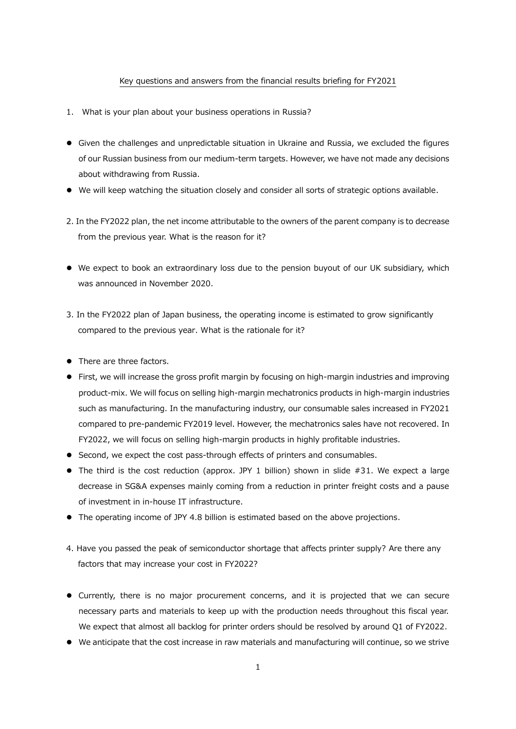## Key questions and answers from the financial results briefing for FY2021

1. What is your plan about your business operations in Russia?

- Given the challenges and unpredictable situation in Ukraine and Russia, we excluded the figures of our Russian business from our medium-term targets. However, we have not made any decisions about withdrawing from Russia.
- We will keep watching the situation closely and consider all sorts of strategic options available.

2. In the FY2022 plan, the net income attributable to the owners of the parent company is to decrease from the previous year. What is the reason for it?

- We expect to book an extraordinary loss due to the pension buyout of our UK subsidiary, which was announced in November 2020.

3. In the FY2022 plan of Japan business, the operating income is estimated to grow significantly compared to the previous year. What is the rationale for it?

- There are three factors.
- First, we will increase the gross profit margin by focusing on high-margin industries and improving product-mix. We will focus on selling high-margin mechatronics products in high-margin industries such as manufacturing. In the manufacturing industry, our consumable sales increased in FY2021 compared to pre-pandemic FY2019 level. However, the mechatronics sales have not recovered. In FY2022, we will focus on selling high-margin products in highly profitable industries.
- Second, we expect the cost pass-through effects of printers and consumables.
- The third is the cost reduction (approx. JPY 1 billion) shown in slide #31. We expect a large decrease in SG&A expenses mainly coming from a reduction in printer freight costs and a pause of investment in in-house IT infrastructure.
- The operating income of JPY 4.8 billion is estimated based on the above projections.

4. Have you passed the peak of semiconductor shortage that affects printer supply? Are there any factors that may increase your cost in FY2022?

- Currently, there is no major procurement concerns, and it is projected that we can secure necessary parts and materials to keep up with the production needs throughout this fiscal year. We expect that almost all backlog for printer orders should be resolved by around Q1 of FY2022.
- We anticipate that the cost increase in raw materials and manufacturing will continue, so we strive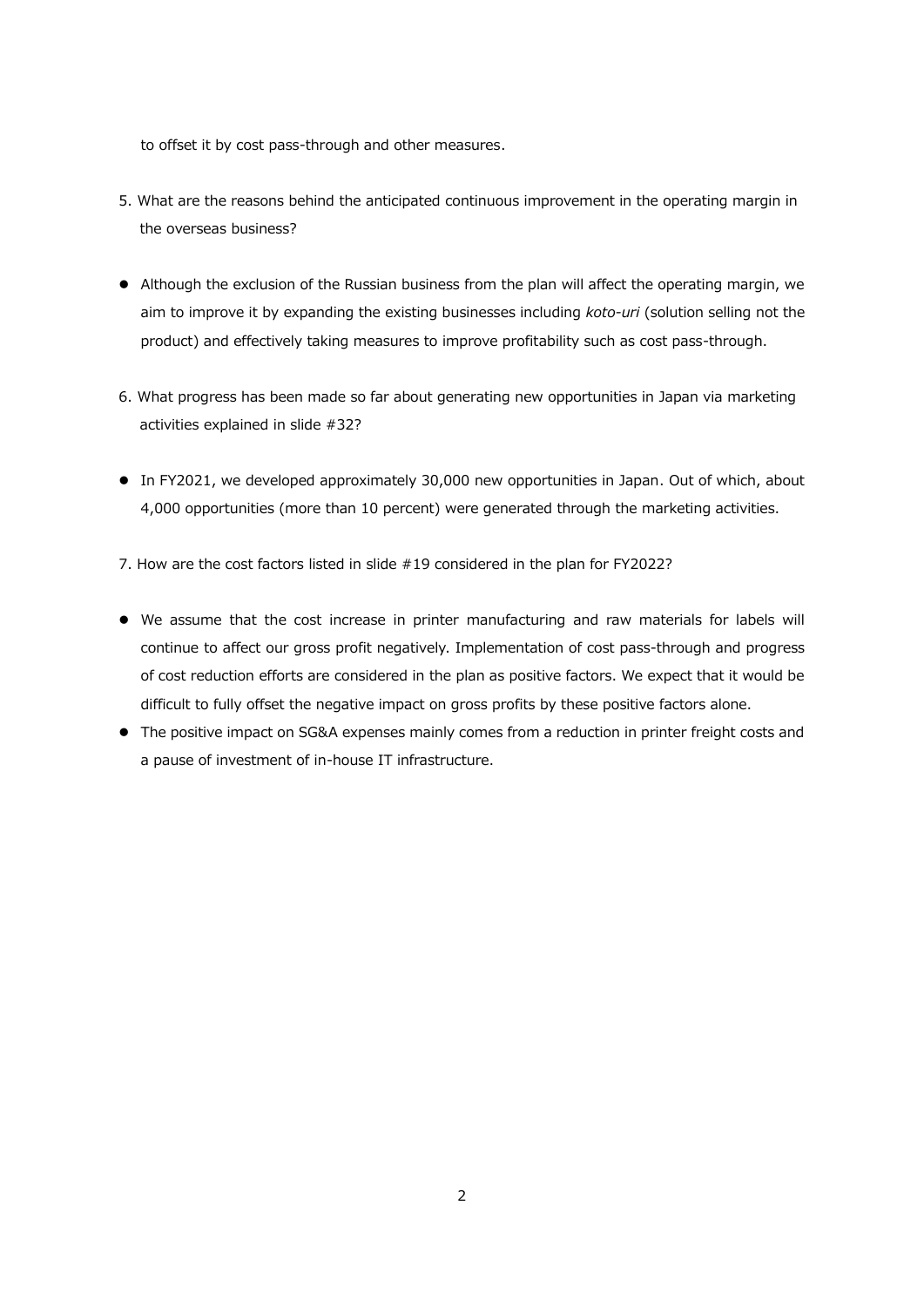to offset it by cost pass-through and other measures.

5. What are the reasons behind the anticipated continuous improvement in the operating margin in the overseas business?

- Although the exclusion of the Russian business from the plan will affect the operating margin, we aim to improve it by expanding the existing businesses including *koto-uri* (solution selling not the product) and effectively taking measures to improve profitability such as cost pass-through.

6. What progress has been made so far about generating new opportunities in Japan via marketing activities explained in slide #32?

- In FY2021, we developed approximately 30,000 new opportunities in Japan. Out of which, about 4,000 opportunities (more than 10 percent) were generated through the marketing activities.

7. How are the cost factors listed in slide #19 considered in the plan for FY2022?

- We assume that the cost increase in printer manufacturing and raw materials for labels will continue to affect our gross profit negatively. Implementation of cost pass-through and progress of cost reduction efforts are considered in the plan as positive factors. We expect that it would be difficult to fully offset the negative impact on gross profits by these positive factors alone.
- The positive impact on SG&A expenses mainly comes from a reduction in printer freight costs and a pause of investment of in-house IT infrastructure.